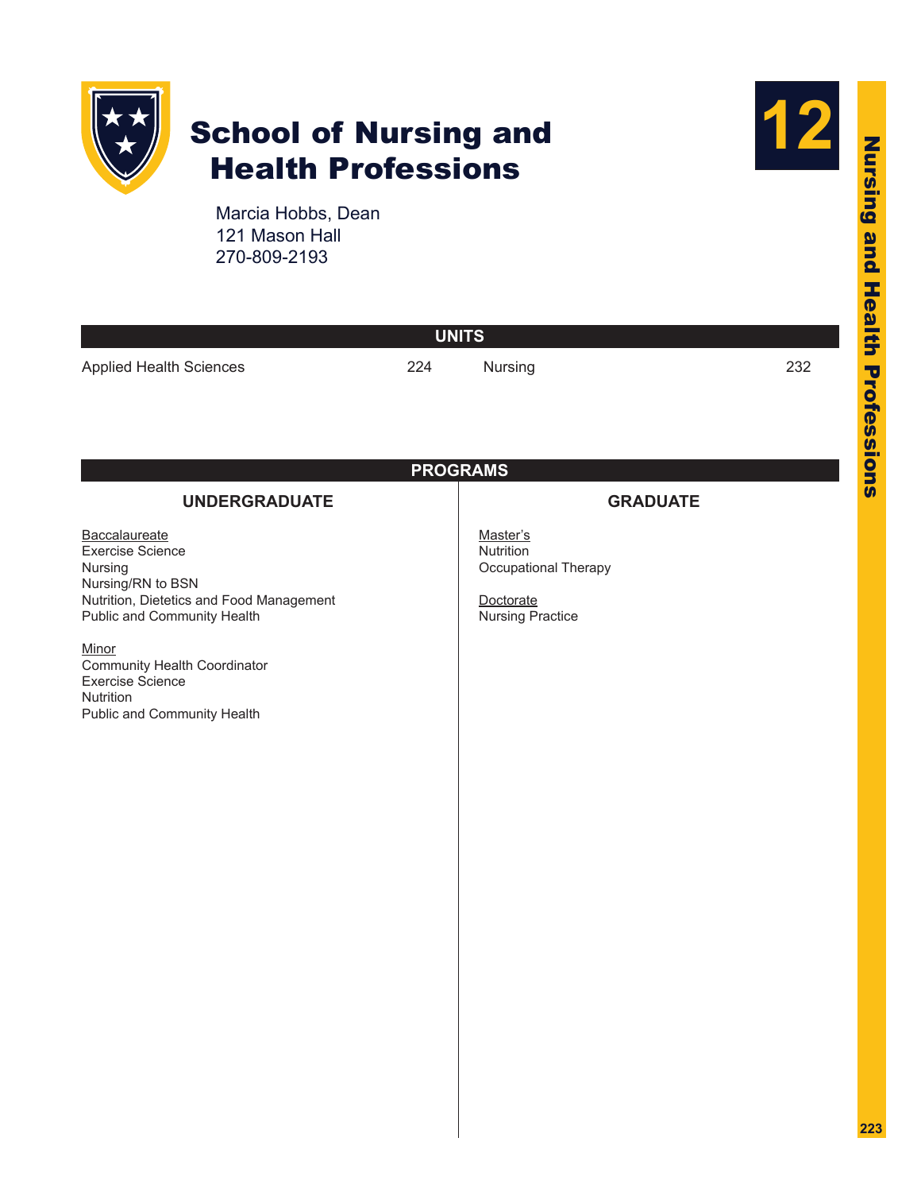# School of Nursing and Health Professions

12

Marcia Hobbs, Dean
121 Mason Hall
270-809-2193

## UNITS

| Unit | Page | Unit | Page |
|---|---|---|---|
| Applied Health Sciences | 224 | Nursing | 232 |

## PROGRAMS

### UNDERGRADUATE

Baccalaureate
Exercise Science
Nursing
Nursing/RN to BSN
Nutrition, Dietetics and Food Management
Public and Community Health

Minor
Community Health Coordinator
Exercise Science
Nutrition
Public and Community Health

### GRADUATE

Master's
Nutrition
Occupational Therapy

Doctorate
Nursing Practice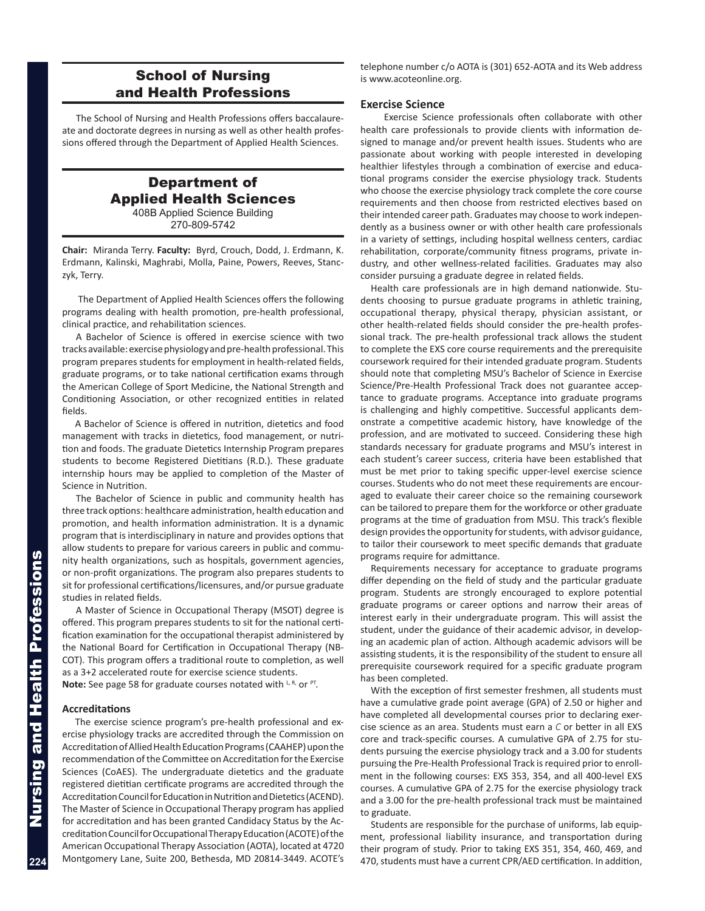# School of Nursing and Health Professions

The School of Nursing and Health Professions offers baccalaureate and doctorate degrees in nursing as well as other health professions offered through the Department of Applied Health Sciences.

## Department of Applied Health Sciences

408B Applied Science Building
270-809-5742

**Chair:** Miranda Terry. **Faculty:** Byrd, Crouch, Dodd, J. Erdmann, K. Erdmann, Kalinski, Maghrabi, Molla, Paine, Powers, Reeves, Stanczyk, Terry.

The Department of Applied Health Sciences offers the following programs dealing with health promotion, pre-health professional, clinical practice, and rehabilitation sciences.

A Bachelor of Science is offered in exercise science with two tracks available: exercise physiology and pre-health professional. This program prepares students for employment in health-related fields, graduate programs, or to take national certification exams through the American College of Sport Medicine, the National Strength and Conditioning Association, or other recognized entities in related fields.

A Bachelor of Science is offered in nutrition, dietetics and food management with tracks in dietetics, food management, or nutrition and foods. The graduate Dietetics Internship Program prepares students to become Registered Dietitians (R.D.). These graduate internship hours may be applied to completion of the Master of Science in Nutrition.

The Bachelor of Science in public and community health has three track options: healthcare administration, health education and promotion, and health information administration. It is a dynamic program that is interdisciplinary in nature and provides options that allow students to prepare for various careers in public and community health organizations, such as hospitals, government agencies, or non-profit organizations. The program also prepares students to sit for professional certifications/licensures, and/or pursue graduate studies in related fields.

A Master of Science in Occupational Therapy (MSOT) degree is offered. This program prepares students to sit for the national certification examination for the occupational therapist administered by the National Board for Certification in Occupational Therapy (NBCOT). This program offers a traditional route to completion, as well as a 3+2 accelerated route for exercise science students.

**Note:** See page 58 for graduate courses notated with [L, R,] or [PT].

### Accreditations

The exercise science program's pre-health professional and exercise physiology tracks are accredited through the Commission on Accreditation of Allied Health Education Programs (CAAHEP) upon the recommendation of the Committee on Accreditation for the Exercise Sciences (CoAES). The undergraduate dietetics and the graduate registered dietitian certificate programs are accredited through the Accreditation Council for Education in Nutrition and Dietetics (ACEND). The Master of Science in Occupational Therapy program has applied for accreditation and has been granted Candidacy Status by the Accreditation Council for Occupational Therapy Education (ACOTE) of the American Occupational Therapy Association (AOTA), located at 4720 Montgomery Lane, Suite 200, Bethesda, MD 20814-3449. ACOTE's telephone number c/o AOTA is (301) 652-AOTA and its Web address is www.acoteonline.org.

### Exercise Science

Exercise Science professionals often collaborate with other health care professionals to provide clients with information designed to manage and/or prevent health issues. Students who are passionate about working with people interested in developing healthier lifestyles through a combination of exercise and educational programs consider the exercise physiology track. Students who choose the exercise physiology track complete the core course requirements and then choose from restricted electives based on their intended career path. Graduates may choose to work independently as a business owner or with other health care professionals in a variety of settings, including hospital wellness centers, cardiac rehabilitation, corporate/community fitness programs, private industry, and other wellness-related facilities. Graduates may also consider pursuing a graduate degree in related fields.

Health care professionals are in high demand nationwide. Students choosing to pursue graduate programs in athletic training, occupational therapy, physical therapy, physician assistant, or other health-related fields should consider the pre-health professional track. The pre-health professional track allows the student to complete the EXS core course requirements and the prerequisite coursework required for their intended graduate program. Students should note that completing MSU's Bachelor of Science in Exercise Science/Pre-Health Professional Track does not guarantee acceptance to graduate programs. Acceptance into graduate programs is challenging and highly competitive. Successful applicants demonstrate a competitive academic history, have knowledge of the profession, and are motivated to succeed. Considering these high standards necessary for graduate programs and MSU's interest in each student's career success, criteria have been established that must be met prior to taking specific upper-level exercise science courses. Students who do not meet these requirements are encouraged to evaluate their career choice so the remaining coursework can be tailored to prepare them for the workforce or other graduate programs at the time of graduation from MSU. This track's flexible design provides the opportunity for students, with advisor guidance, to tailor their coursework to meet specific demands that graduate programs require for admittance.

Requirements necessary for acceptance to graduate programs differ depending on the field of study and the particular graduate program. Students are strongly encouraged to explore potential graduate programs or career options and narrow their areas of interest early in their undergraduate program. This will assist the student, under the guidance of their academic advisor, in developing an academic plan of action. Although academic advisors will be assisting students, it is the responsibility of the student to ensure all prerequisite coursework required for a specific graduate program has been completed.

With the exception of first semester freshmen, all students must have a cumulative grade point average (GPA) of 2.50 or higher and have completed all developmental courses prior to declaring exercise science as an area. Students must earn a *C* or better in all EXS core and track-specific courses. A cumulative GPA of 2.75 for students pursuing the exercise physiology track and a 3.00 for students pursuing the Pre-Health Professional Track is required prior to enrollment in the following courses: EXS 353, 354, and all 400-level EXS courses. A cumulative GPA of 2.75 for the exercise physiology track and a 3.00 for the pre-health professional track must be maintained to graduate.

Students are responsible for the purchase of uniforms, lab equipment, professional liability insurance, and transportation during their program of study. Prior to taking EXS 351, 354, 460, 469, and 470, students must have a current CPR/AED certification. In addition,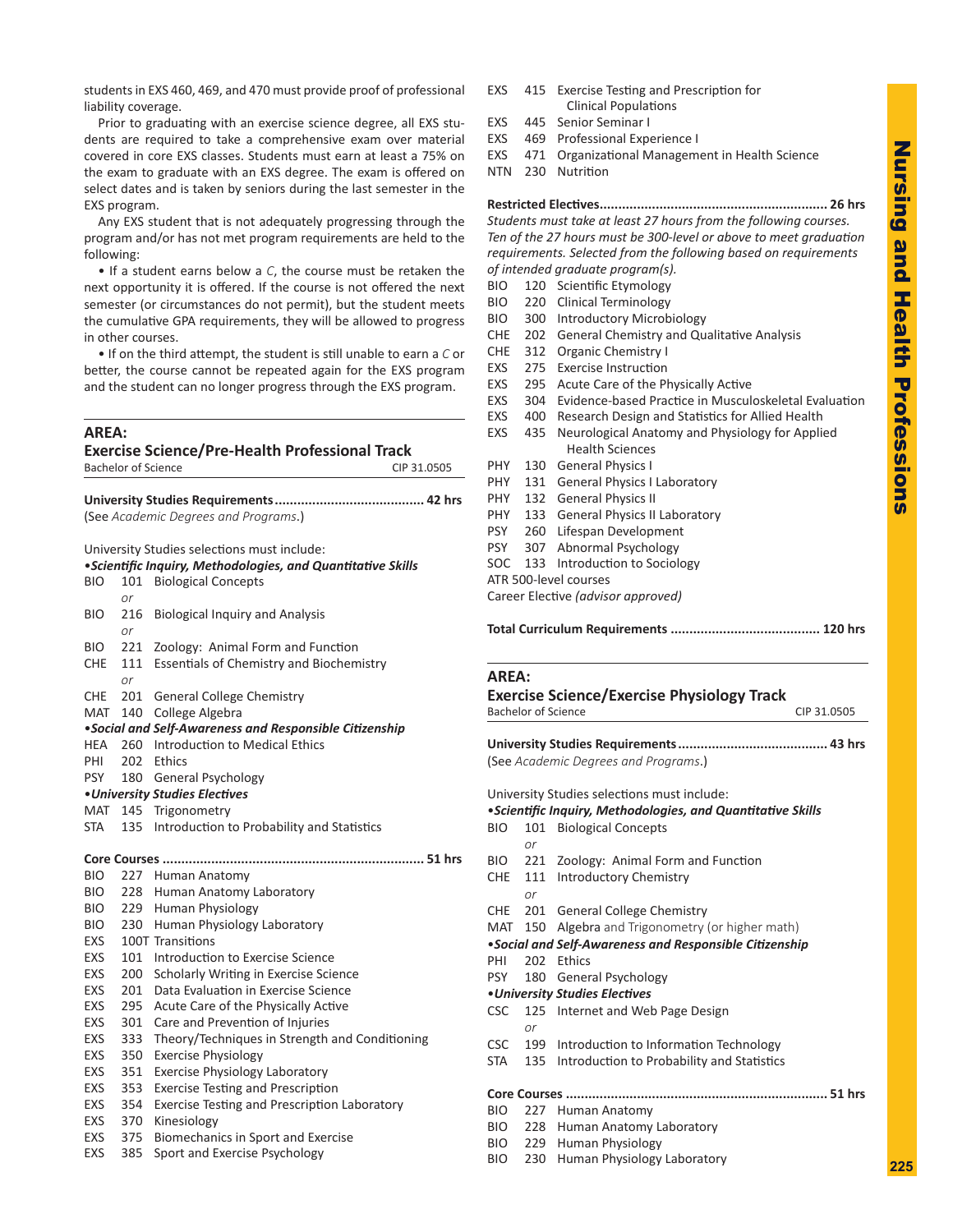students in EXS 460, 469, and 470 must provide proof of professional liability coverage.

Prior to graduating with an exercise science degree, all EXS students are required to take a comprehensive exam over material covered in core EXS classes. Students must earn at least a 75% on the exam to graduate with an EXS degree. The exam is offered on select dates and is taken by seniors during the last semester in the EXS program.

Any EXS student that is not adequately progressing through the program and/or has not met program requirements are held to the following:

- If a student earns below a *C*, the course must be retaken the next opportunity it is offered. If the course is not offered the next semester (or circumstances do not permit), but the student meets the cumulative GPA requirements, they will be allowed to progress in other courses.
- If on the third attempt, the student is still unable to earn a *C* or better, the course cannot be repeated again for the EXS program and the student can no longer progress through the EXS program.

## AREA:
## Exercise Science/Pre-Health Professional Track

Bachelor of Science — CIP 31.0505

**University Studies Requirements....................................... 42 hrs**
(See *Academic Degrees and Programs*.)

University Studies selections must include:

***•Scientific Inquiry, Methodologies, and Quantitative Skills***

BIO 101 Biological Concepts
*or*
BIO 216 Biological Inquiry and Analysis
*or*
BIO 221 Zoology: Animal Form and Function
CHE 111 Essentials of Chemistry and Biochemistry
*or*
CHE 201 General College Chemistry
MAT 140 College Algebra

***•Social and Self-Awareness and Responsible Citizenship***

HEA 260 Introduction to Medical Ethics
PHI 202 Ethics
PSY 180 General Psychology

***•University Studies Electives***

MAT 145 Trigonometry
STA 135 Introduction to Probability and Statistics

**Core Courses ..................................................................... 51 hrs**

BIO 227 Human Anatomy
BIO 228 Human Anatomy Laboratory
BIO 229 Human Physiology
BIO 230 Human Physiology Laboratory
EXS 100T Transitions
EXS 101 Introduction to Exercise Science
EXS 200 Scholarly Writing in Exercise Science
EXS 201 Data Evaluation in Exercise Science
EXS 295 Acute Care of the Physically Active
EXS 301 Care and Prevention of Injuries
EXS 333 Theory/Techniques in Strength and Conditioning
EXS 350 Exercise Physiology
EXS 351 Exercise Physiology Laboratory
EXS 353 Exercise Testing and Prescription
EXS 354 Exercise Testing and Prescription Laboratory
EXS 370 Kinesiology
EXS 375 Biomechanics in Sport and Exercise
EXS 385 Sport and Exercise Psychology
EXS 415 Exercise Testing and Prescription for Clinical Populations
EXS 445 Senior Seminar I
EXS 469 Professional Experience I
EXS 471 Organizational Management in Health Science
NTN 230 Nutrition

**Restricted Electives............................................................ 26 hrs**
*Students must take at least 27 hours from the following courses. Ten of the 27 hours must be 300-level or above to meet graduation requirements. Selected from the following based on requirements of intended graduate program(s).*

BIO 120 Scientific Etymology
BIO 220 Clinical Terminology
BIO 300 Introductory Microbiology
CHE 202 General Chemistry and Qualitative Analysis
CHE 312 Organic Chemistry I
EXS 275 Exercise Instruction
EXS 295 Acute Care of the Physically Active
EXS 304 Evidence-based Practice in Musculoskeletal Evaluation
EXS 400 Research Design and Statistics for Allied Health
EXS 435 Neurological Anatomy and Physiology for Applied Health Sciences
PHY 130 General Physics I
PHY 131 General Physics I Laboratory
PHY 132 General Physics II
PHY 133 General Physics II Laboratory
PSY 260 Lifespan Development
PSY 307 Abnormal Psychology
SOC 133 Introduction to Sociology
ATR 500-level courses
Career Elective *(advisor approved)*

**Total Curriculum Requirements ....................................... 120 hrs**

## AREA:
## Exercise Science/Exercise Physiology Track

Bachelor of Science — CIP 31.0505

**University Studies Requirements....................................... 43 hrs**
(See *Academic Degrees and Programs*.)

University Studies selections must include:

***•Scientific Inquiry, Methodologies, and Quantitative Skills***

BIO 101 Biological Concepts
*or*
BIO 221 Zoology: Animal Form and Function
CHE 111 Introductory Chemistry
*or*
CHE 201 General College Chemistry
MAT 150 Algebra and Trigonometry (or higher math)

***•Social and Self-Awareness and Responsible Citizenship***

PHI 202 Ethics
PSY 180 General Psychology

***•University Studies Electives***

CSC 125 Internet and Web Page Design
*or*
CSC 199 Introduction to Information Technology
STA 135 Introduction to Probability and Statistics

**Core Courses ..................................................................... 51 hrs**

BIO 227 Human Anatomy
BIO 228 Human Anatomy Laboratory
BIO 229 Human Physiology
BIO 230 Human Physiology Laboratory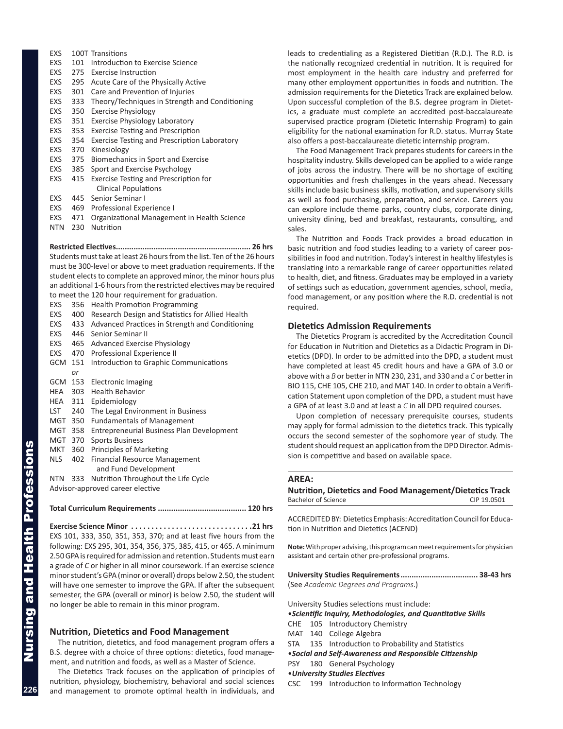EXS 100T Transitions
EXS 101 Introduction to Exercise Science
EXS 275 Exercise Instruction
EXS 295 Acute Care of the Physically Active
EXS 301 Care and Prevention of Injuries
EXS 333 Theory/Techniques in Strength and Conditioning
EXS 350 Exercise Physiology
EXS 351 Exercise Physiology Laboratory
EXS 353 Exercise Testing and Prescription
EXS 354 Exercise Testing and Prescription Laboratory
EXS 370 Kinesiology
EXS 375 Biomechanics in Sport and Exercise
EXS 385 Sport and Exercise Psychology
EXS 415 Exercise Testing and Prescription for Clinical Populations
EXS 445 Senior Seminar I
EXS 469 Professional Experience I
EXS 471 Organizational Management in Health Science
NTN 230 Nutrition

**Restricted Electives............................................................ 26 hrs**
Students must take at least 26 hours from the list. Ten of the 26 hours must be 300-level or above to meet graduation requirements. If the student elects to complete an approved minor, the minor hours plus an additional 1-6 hours from the restricted electives may be required to meet the 120 hour requirement for graduation.

EXS 356 Health Promotion Programming
EXS 400 Research Design and Statistics for Allied Health
EXS 433 Advanced Practices in Strength and Conditioning
EXS 446 Senior Seminar II
EXS 465 Advanced Exercise Physiology
EXS 470 Professional Experience II
GCM 151 Introduction to Graphic Communications
*or*
GCM 153 Electronic Imaging
HEA 303 Health Behavior
HEA 311 Epidemiology
LST 240 The Legal Environment in Business
MGT 350 Fundamentals of Management
MGT 358 Entrepreneurial Business Plan Development
MGT 370 Sports Business
MKT 360 Principles of Marketing
NLS 402 Financial Resource Management and Fund Development
NTN 333 Nutrition Throughout the Life Cycle
Advisor-approved career elective

**Total Curriculum Requirements ....................................... 120 hrs**

**Exercise Science Minor ..............................21 hrs**
EXS 101, 333, 350, 351, 353, 370; and at least five hours from the following: EXS 295, 301, 354, 356, 375, 385, 415, or 465. A minimum 2.50 GPA is required for admission and retention. Students must earn a grade of *C* or higher in all minor coursework. If an exercise science minor student's GPA (minor or overall) drops below 2.50, the student will have one semester to improve the GPA. If after the subsequent semester, the GPA (overall or minor) is below 2.50, the student will no longer be able to remain in this minor program.

## Nutrition, Dietetics and Food Management

The nutrition, dietetics, and food management program offers a B.S. degree with a choice of three options: dietetics, food management, and nutrition and foods, as well as a Master of Science.

The Dietetics Track focuses on the application of principles of nutrition, physiology, biochemistry, behavioral and social sciences and management to promote optimal health in individuals, and leads to credentialing as a Registered Dietitian (R.D.). The R.D. is the nationally recognized credential in nutrition. It is required for most employment in the health care industry and preferred for many other employment opportunities in foods and nutrition. The admission requirements for the Dietetics Track are explained below. Upon successful completion of the B.S. degree program in Dietetics, a graduate must complete an accredited post-baccalaureate supervised practice program (Dietetic Internship Program) to gain eligibility for the national examination for R.D. status. Murray State also offers a post-baccalaureate dietetic internship program.

The Food Management Track prepares students for careers in the hospitality industry. Skills developed can be applied to a wide range of jobs across the industry. There will be no shortage of exciting opportunities and fresh challenges in the years ahead. Necessary skills include basic business skills, motivation, and supervisory skills as well as food purchasing, preparation, and service. Careers you can explore include theme parks, country clubs, corporate dining, university dining, bed and breakfast, restaurants, consulting, and sales.

The Nutrition and Foods Track provides a broad education in basic nutrition and food studies leading to a variety of career possibilities in food and nutrition. Today's interest in healthy lifestyles is translating into a remarkable range of career opportunities related to health, diet, and fitness. Graduates may be employed in a variety of settings such as education, government agencies, school, media, food management, or any position where the R.D. credential is not required.

### Dietetics Admission Requirements

The Dietetics Program is accredited by the Accreditation Council for Education in Nutrition and Dietetics as a Didactic Program in Dietetics (DPD). In order to be admitted into the DPD, a student must have completed at least 45 credit hours and have a GPA of 3.0 or above with a *B* or better in NTN 230, 231, and 330 and a *C* or better in BIO 115, CHE 105, CHE 210, and MAT 140. In order to obtain a Verification Statement upon completion of the DPD, a student must have a GPA of at least 3.0 and at least a *C* in all DPD required courses.

Upon completion of necessary prerequisite courses, students may apply for formal admission to the dietetics track. This typically occurs the second semester of the sophomore year of study. The student should request an application from the DPD Director. Admission is competitive and based on available space.

**AREA:**
**Nutrition, Dietetics and Food Management/Dietetics Track**
Bachelor of Science — CIP 19.0501

ACCREDITED BY: Dietetics Emphasis: Accreditation Council for Education in Nutrition and Dietetics (ACEND)

**Note:** With proper advising, this program can meet requirements for physician assistant and certain other pre-professional programs.

**University Studies Requirements.................................. 38-43 hrs**
(See *Academic Degrees and Programs*.)

University Studies selections must include:

•***Scientific Inquiry, Methodologies, and Quantitative Skills***
CHE 105 Introductory Chemistry
MAT 140 College Algebra
STA 135 Introduction to Probability and Statistics

•***Social and Self-Awareness and Responsible Citizenship***
PSY 180 General Psychology

•***University Studies Electives***
CSC 199 Introduction to Information Technology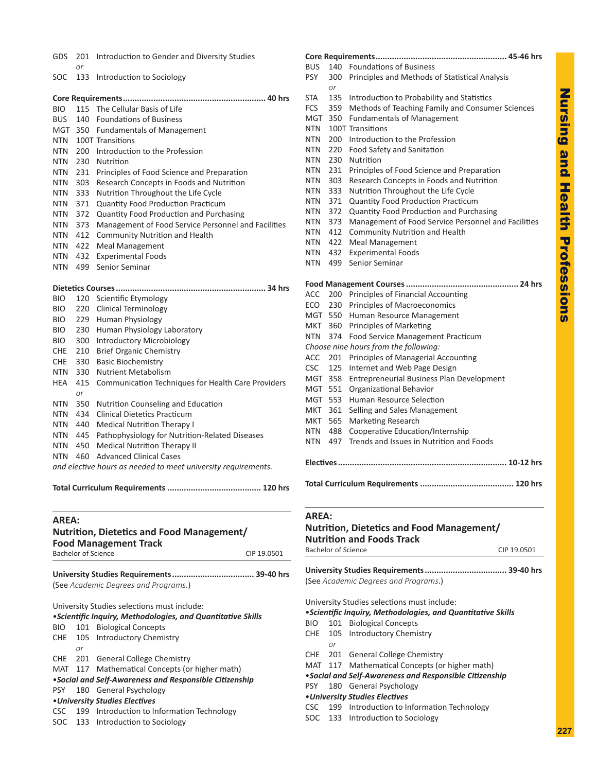GDS 201 Introduction to Gender and Diversity Studies
*or*
SOC 133 Introduction to Sociology

**Core Requirements............................................................ 40 hrs**

BIO 115 The Cellular Basis of Life
BUS 140 Foundations of Business
MGT 350 Fundamentals of Management
NTN 100T Transitions
NTN 200 Introduction to the Profession
NTN 230 Nutrition
NTN 231 Principles of Food Science and Preparation
NTN 303 Research Concepts in Foods and Nutrition
NTN 333 Nutrition Throughout the Life Cycle
NTN 371 Quantity Food Production Practicum
NTN 372 Quantity Food Production and Purchasing
NTN 373 Management of Food Service Personnel and Facilities
NTN 412 Community Nutrition and Health
NTN 422 Meal Management
NTN 432 Experimental Foods
NTN 499 Senior Seminar

**Dietetics Courses.............................................................. 34 hrs**

BIO 120 Scientific Etymology
BIO 220 Clinical Terminology
BIO 229 Human Physiology
BIO 230 Human Physiology Laboratory
BIO 300 Introductory Microbiology
CHE 210 Brief Organic Chemistry
CHE 330 Basic Biochemistry
NTN 330 Nutrient Metabolism
HEA 415 Communication Techniques for Health Care Providers
*or*
NTN 350 Nutrition Counseling and Education
NTN 434 Clinical Dietetics Practicum
NTN 440 Medical Nutrition Therapy I
NTN 445 Pathophysiology for Nutrition-Related Diseases
NTN 450 Medical Nutrition Therapy II
NTN 460 Advanced Clinical Cases
*and elective hours as needed to meet university requirements.*

**Total Curriculum Requirements ....................................... 120 hrs**

## AREA: Nutrition, Dietetics and Food Management/ Food Management Track

Bachelor of Science — CIP 19.0501

**University Studies Requirements.................................. 39-40 hrs**

(See *Academic Degrees and Programs*.)

University Studies selections must include:

***•Scientific Inquiry, Methodologies, and Quantitative Skills***

BIO 101 Biological Concepts
CHE 105 Introductory Chemistry
*or*
CHE 201 General College Chemistry
MAT 117 Mathematical Concepts (or higher math)

***•Social and Self-Awareness and Responsible Citizenship***

PSY 180 General Psychology

***•University Studies Electives***

CSC 199 Introduction to Information Technology
SOC 133 Introduction to Sociology

**Core Requirements....................................................... 45-46 hrs**

BUS 140 Foundations of Business
PSY 300 Principles and Methods of Statistical Analysis
*or*
STA 135 Introduction to Probability and Statistics
FCS 359 Methods of Teaching Family and Consumer Sciences
MGT 350 Fundamentals of Management
NTN 100T Transitions
NTN 200 Introduction to the Profession
NTN 220 Food Safety and Sanitation
NTN 230 Nutrition
NTN 231 Principles of Food Science and Preparation
NTN 303 Research Concepts in Foods and Nutrition
NTN 333 Nutrition Throughout the Life Cycle
NTN 371 Quantity Food Production Practicum
NTN 372 Quantity Food Production and Purchasing
NTN 373 Management of Food Service Personnel and Facilities
NTN 412 Community Nutrition and Health
NTN 422 Meal Management
NTN 432 Experimental Foods
NTN 499 Senior Seminar

**Food Management Courses ............................................... 24 hrs**

ACC 200 Principles of Financial Accounting
ECO 230 Principles of Macroeconomics
MGT 550 Human Resource Management
MKT 360 Principles of Marketing
NTN 374 Food Service Management Practicum
*Choose nine hours from the following:*
ACC 201 Principles of Managerial Accounting
CSC 125 Internet and Web Page Design
MGT 358 Entrepreneurial Business Plan Development
MGT 551 Organizational Behavior
MGT 553 Human Resource Selection
MKT 361 Selling and Sales Management
MKT 565 Marketing Research
NTN 488 Cooperative Education/Internship
NTN 497 Trends and Issues in Nutrition and Foods

**Electives...................................................................... 10-12 hrs**

**Total Curriculum Requirements ....................................... 120 hrs**

## AREA: Nutrition, Dietetics and Food Management/ Nutrition and Foods Track

Bachelor of Science — CIP 19.0501

**University Studies Requirements.................................. 39-40 hrs**

(See *Academic Degrees and Programs*.)

University Studies selections must include:

***•Scientific Inquiry, Methodologies, and Quantitative Skills***

BIO 101 Biological Concepts
CHE 105 Introductory Chemistry
*or*
CHE 201 General College Chemistry
MAT 117 Mathematical Concepts (or higher math)

***•Social and Self-Awareness and Responsible Citizenship***

PSY 180 General Psychology

***•University Studies Electives***

CSC 199 Introduction to Information Technology
SOC 133 Introduction to Sociology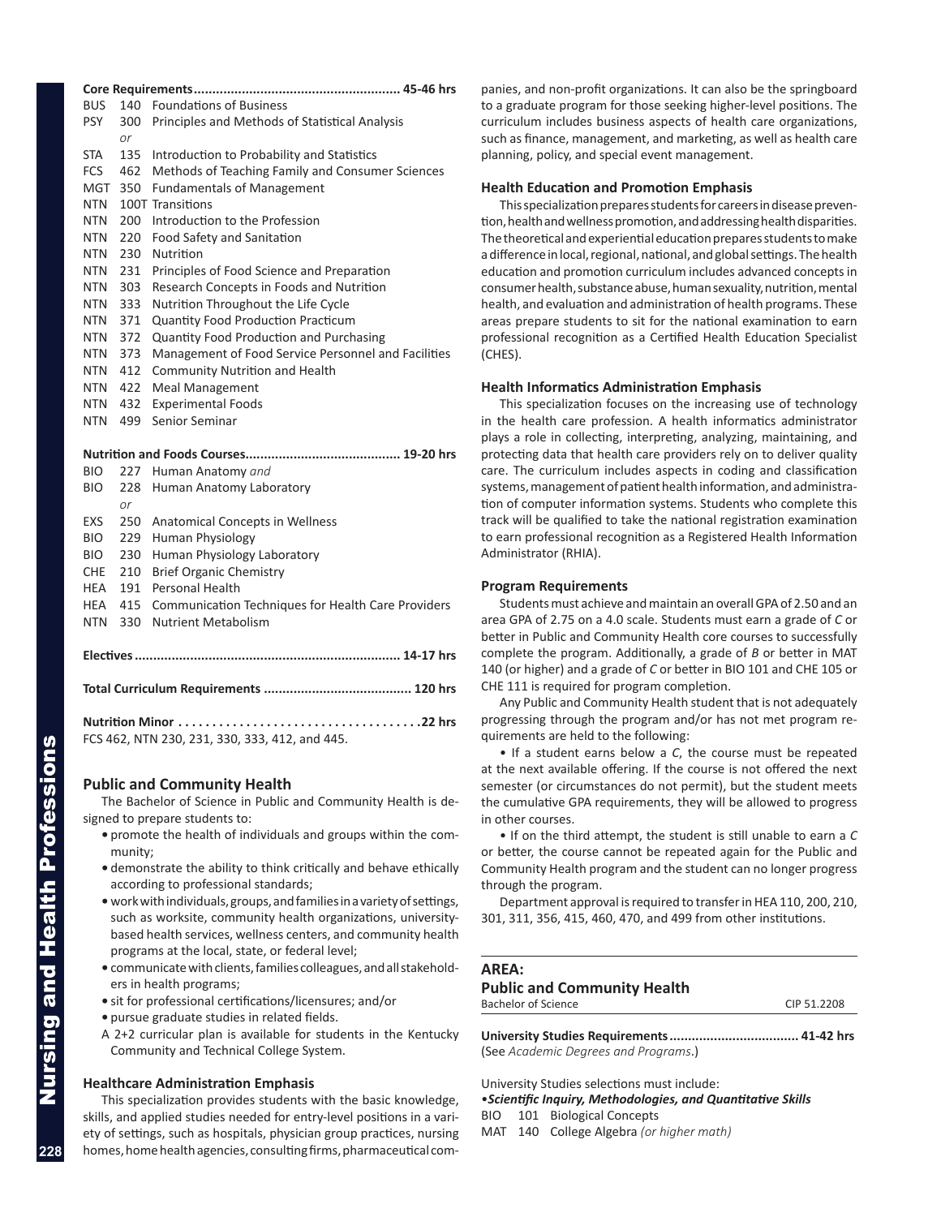**Core Requirements........................................................ 45-46 hrs**

BUS 140 Foundations of Business
PSY 300 Principles and Methods of Statistical Analysis
*or*
STA 135 Introduction to Probability and Statistics
FCS 462 Methods of Teaching Family and Consumer Sciences
MGT 350 Fundamentals of Management
NTN 100T Transitions
NTN 200 Introduction to the Profession
NTN 220 Food Safety and Sanitation
NTN 230 Nutrition
NTN 231 Principles of Food Science and Preparation
NTN 303 Research Concepts in Foods and Nutrition
NTN 333 Nutrition Throughout the Life Cycle
NTN 371 Quantity Food Production Practicum
NTN 372 Quantity Food Production and Purchasing
NTN 373 Management of Food Service Personnel and Facilities
NTN 412 Community Nutrition and Health
NTN 422 Meal Management
NTN 432 Experimental Foods
NTN 499 Senior Seminar

**Nutrition and Foods Courses.......................................... 19-20 hrs**

BIO 227 Human Anatomy *and*
BIO 228 Human Anatomy Laboratory
*or*
EXS 250 Anatomical Concepts in Wellness
BIO 229 Human Physiology
BIO 230 Human Physiology Laboratory
CHE 210 Brief Organic Chemistry
HEA 191 Personal Health
HEA 415 Communication Techniques for Health Care Providers
NTN 330 Nutrient Metabolism

**Electives....................................................................... 14-17 hrs**

**Total Curriculum Requirements ....................................... 120 hrs**

**Nutrition Minor . . . . . . . . . . . . . . . . . . . . . . . . . . . . . . . . . . . . 22 hrs**
FCS 462, NTN 230, 231, 330, 333, 412, and 445.

## Public and Community Health

The Bachelor of Science in Public and Community Health is designed to prepare students to:

- promote the health of individuals and groups within the community;
- demonstrate the ability to think critically and behave ethically according to professional standards;
- work with individuals, groups, and families in a variety of settings, such as worksite, community health organizations, university-based health services, wellness centers, and community health programs at the local, state, or federal level;
- communicate with clients, families colleagues, and all stakeholders in health programs;
- sit for professional certifications/licensures; and/or
- pursue graduate studies in related fields.

A 2+2 curricular plan is available for students in the Kentucky Community and Technical College System.

### Healthcare Administration Emphasis

This specialization provides students with the basic knowledge, skills, and applied studies needed for entry-level positions in a variety of settings, such as hospitals, physician group practices, nursing homes, home health agencies, consulting firms, pharmaceutical companies, and non-profit organizations. It can also be the springboard to a graduate program for those seeking higher-level positions. The curriculum includes business aspects of health care organizations, such as finance, management, and marketing, as well as health care planning, policy, and special event management.

### Health Education and Promotion Emphasis

This specialization prepares students for careers in disease prevention, health and wellness promotion, and addressing health disparities. The theoretical and experiential education prepares students to make a difference in local, regional, national, and global settings. The health education and promotion curriculum includes advanced concepts in consumer health, substance abuse, human sexuality, nutrition, mental health, and evaluation and administration of health programs. These areas prepare students to sit for the national examination to earn professional recognition as a Certified Health Education Specialist (CHES).

### Health Informatics Administration Emphasis

This specialization focuses on the increasing use of technology in the health care profession. A health informatics administrator plays a role in collecting, interpreting, analyzing, maintaining, and protecting data that health care providers rely on to deliver quality care. The curriculum includes aspects in coding and classification systems, management of patient health information, and administration of computer information systems. Students who complete this track will be qualified to take the national registration examination to earn professional recognition as a Registered Health Information Administrator (RHIA).

### Program Requirements

Students must achieve and maintain an overall GPA of 2.50 and an area GPA of 2.75 on a 4.0 scale. Students must earn a grade of *C* or better in Public and Community Health core courses to successfully complete the program. Additionally, a grade of *B* or better in MAT 140 (or higher) and a grade of *C* or better in BIO 101 and CHE 105 or CHE 111 is required for program completion.

Any Public and Community Health student that is not adequately progressing through the program and/or has not met program requirements are held to the following:

- If a student earns below a *C*, the course must be repeated at the next available offering. If the course is not offered the next semester (or circumstances do not permit), but the student meets the cumulative GPA requirements, they will be allowed to progress in other courses.
- If on the third attempt, the student is still unable to earn a *C* or better, the course cannot be repeated again for the Public and Community Health program and the student can no longer progress through the program.

Department approval is required to transfer in HEA 110, 200, 210, 301, 311, 356, 415, 460, 470, and 499 from other institutions.

---

**AREA:**
**Public and Community Health**
Bachelor of Science — CIP 51.2208

**University Studies Requirements.................................. 41-42 hrs**
(See *Academic Degrees and Programs*.)

University Studies selections must include:

•***Scientific Inquiry, Methodologies, and Quantitative Skills***
BIO 101 Biological Concepts
MAT 140 College Algebra *(or higher math)*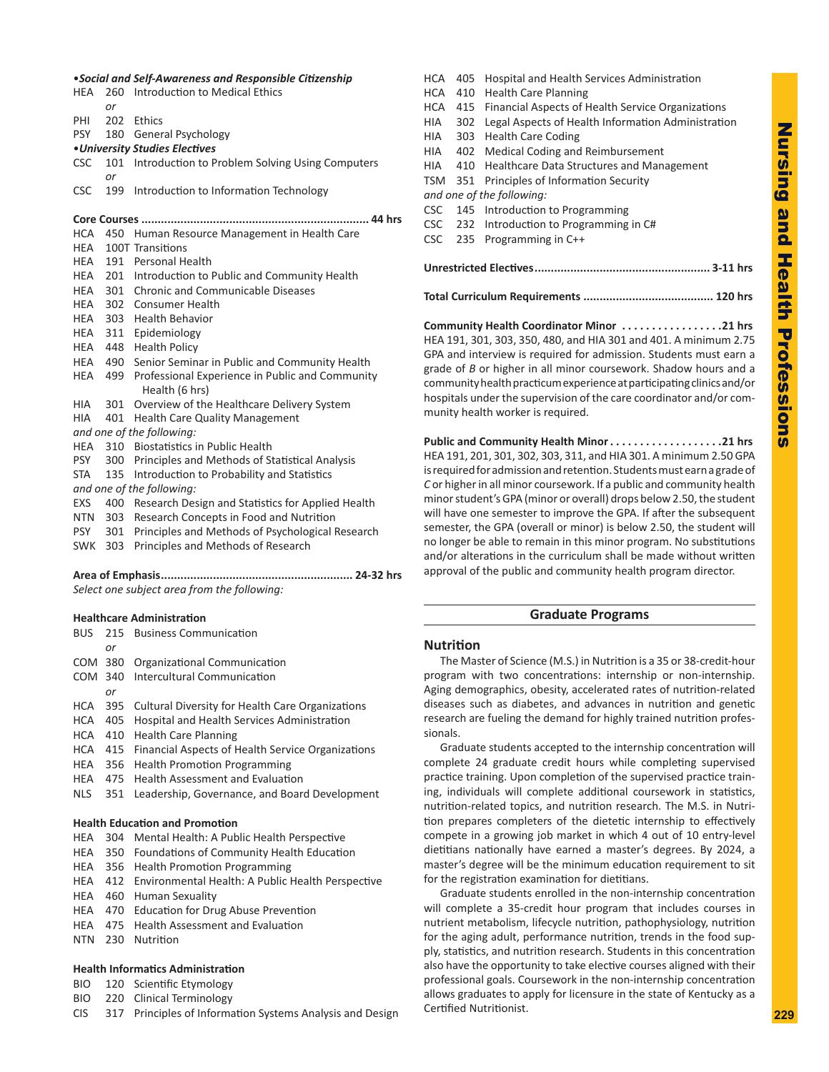**•*Social and Self-Awareness and Responsible Citizenship***

HEA 260 Introduction to Medical Ethics
*or*
PHI 202 Ethics
PSY 180 General Psychology

**•*University Studies Electives***

CSC 101 Introduction to Problem Solving Using Computers
*or*
CSC 199 Introduction to Information Technology

**Core Courses .................................................................... 44 hrs**

HCA 450 Human Resource Management in Health Care
HEA 100T Transitions
HEA 191 Personal Health
HEA 201 Introduction to Public and Community Health
HEA 301 Chronic and Communicable Diseases
HEA 302 Consumer Health
HEA 303 Health Behavior
HEA 311 Epidemiology
HEA 448 Health Policy
HEA 490 Senior Seminar in Public and Community Health
HEA 499 Professional Experience in Public and Community Health (6 hrs)
HIA 301 Overview of the Healthcare Delivery System
HIA 401 Health Care Quality Management

*and one of the following:*

HEA 310 Biostatistics in Public Health
PSY 300 Principles and Methods of Statistical Analysis
STA 135 Introduction to Probability and Statistics

*and one of the following:*

EXS 400 Research Design and Statistics for Applied Health
NTN 303 Research Concepts in Food and Nutrition
PSY 301 Principles and Methods of Psychological Research
SWK 303 Principles and Methods of Research

**Area of Emphasis........................................................... 24-32 hrs**

*Select one subject area from the following:*

**Healthcare Administration**

BUS 215 Business Communication
*or*
COM 380 Organizational Communication
COM 340 Intercultural Communication
*or*
HCA 395 Cultural Diversity for Health Care Organizations
HCA 405 Hospital and Health Services Administration
HCA 410 Health Care Planning
HCA 415 Financial Aspects of Health Service Organizations
HEA 356 Health Promotion Programming
HEA 475 Health Assessment and Evaluation
NLS 351 Leadership, Governance, and Board Development

**Health Education and Promotion**

HEA 304 Mental Health: A Public Health Perspective
HEA 350 Foundations of Community Health Education
HEA 356 Health Promotion Programming
HEA 412 Environmental Health: A Public Health Perspective
HEA 460 Human Sexuality
HEA 470 Education for Drug Abuse Prevention
HEA 475 Health Assessment and Evaluation
NTN 230 Nutrition

**Health Informatics Administration**

BIO 120 Scientific Etymology
BIO 220 Clinical Terminology
CIS 317 Principles of Information Systems Analysis and Design
HCA 405 Hospital and Health Services Administration
HCA 410 Health Care Planning
HCA 415 Financial Aspects of Health Service Organizations
HIA 302 Legal Aspects of Health Information Administration
HIA 303 Health Care Coding
HIA 402 Medical Coding and Reimbursement
HIA 410 Healthcare Data Structures and Management
TSM 351 Principles of Information Security

*and one of the following:*

CSC 145 Introduction to Programming
CSC 232 Introduction to Programming in C#
CSC 235 Programming in C++

**Unrestricted Electives..................................................... 3-11 hrs**

**Total Curriculum Requirements ....................................... 120 hrs**

**Community Health Coordinator Minor .................21 hrs**
HEA 191, 301, 303, 350, 480, and HIA 301 and 401. A minimum 2.75 GPA and interview is required for admission. Students must earn a grade of *B* or higher in all minor coursework. Shadow hours and a community health practicum experience at participating clinics and/or hospitals under the supervision of the care coordinator and/or community health worker is required.

**Public and Community Health Minor...................21 hrs**
HEA 191, 201, 301, 302, 303, 311, and HIA 301. A minimum 2.50 GPA is required for admission and retention. Students must earn a grade of *C* or higher in all minor coursework. If a public and community health minor student's GPA (minor or overall) drops below 2.50, the student will have one semester to improve the GPA. If after the subsequent semester, the GPA (overall or minor) is below 2.50, the student will no longer be able to remain in this minor program. No substitutions and/or alterations in the curriculum shall be made without written approval of the public and community health program director.

## Graduate Programs

### Nutrition

The Master of Science (M.S.) in Nutrition is a 35 or 38-credit-hour program with two concentrations: internship or non-internship. Aging demographics, obesity, accelerated rates of nutrition-related diseases such as diabetes, and advances in nutrition and genetic research are fueling the demand for highly trained nutrition professionals.

Graduate students accepted to the internship concentration will complete 24 graduate credit hours while completing supervised practice training. Upon completion of the supervised practice training, individuals will complete additional coursework in statistics, nutrition-related topics, and nutrition research. The M.S. in Nutrition prepares completers of the dietetic internship to effectively compete in a growing job market in which 4 out of 10 entry-level dietitians nationally have earned a master's degrees. By 2024, a master's degree will be the minimum education requirement to sit for the registration examination for dietitians.

Graduate students enrolled in the non-internship concentration will complete a 35-credit hour program that includes courses in nutrient metabolism, lifecycle nutrition, pathophysiology, nutrition for the aging adult, performance nutrition, trends in the food supply, statistics, and nutrition research. Students in this concentration also have the opportunity to take elective courses aligned with their professional goals. Coursework in the non-internship concentration allows graduates to apply for licensure in the state of Kentucky as a Certified Nutritionist.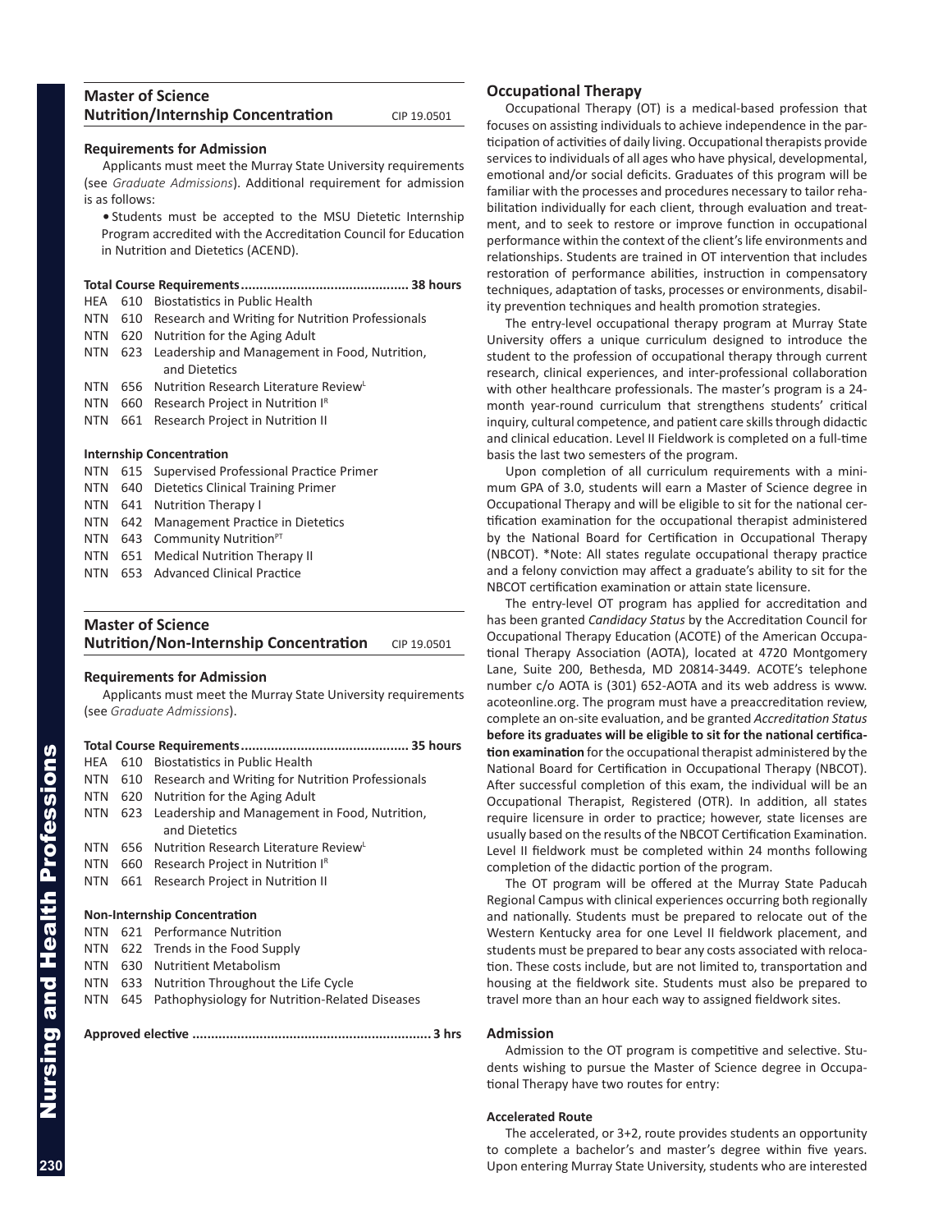## Master of Science Nutrition/Internship Concentration

CIP 19.0501

### Requirements for Admission

Applicants must meet the Murray State University requirements (see *Graduate Admissions*). Additional requirement for admission is as follows:

- Students must be accepted to the MSU Dietetic Internship Program accredited with the Accreditation Council for Education in Nutrition and Dietetics (ACEND).

**Total Course Requirements............................................ 38 hours**

HEA 610 Biostatistics in Public Health
NTN 610 Research and Writing for Nutrition Professionals
NTN 620 Nutrition for the Aging Adult
NTN 623 Leadership and Management in Food, Nutrition, and Dietetics
NTN 656 Nutrition Research Literature Review[L]
NTN 660 Research Project in Nutrition I[R]
NTN 661 Research Project in Nutrition II

**Internship Concentration**

NTN 615 Supervised Professional Practice Primer
NTN 640 Dietetics Clinical Training Primer
NTN 641 Nutrition Therapy I
NTN 642 Management Practice in Dietetics
NTN 643 Community Nutrition[PT]
NTN 651 Medical Nutrition Therapy II
NTN 653 Advanced Clinical Practice

## Master of Science Nutrition/Non-Internship Concentration

CIP 19.0501

### Requirements for Admission

Applicants must meet the Murray State University requirements (see *Graduate Admissions*).

**Total Course Requirements............................................ 35 hours**

HEA 610 Biostatistics in Public Health
NTN 610 Research and Writing for Nutrition Professionals
NTN 620 Nutrition for the Aging Adult
NTN 623 Leadership and Management in Food, Nutrition, and Dietetics
NTN 656 Nutrition Research Literature Review[L]
NTN 660 Research Project in Nutrition I[R]
NTN 661 Research Project in Nutrition II

**Non-Internship Concentration**

NTN 621 Performance Nutrition
NTN 622 Trends in the Food Supply
NTN 630 Nutritient Metabolism
NTN 633 Nutrition Throughout the Life Cycle
NTN 645 Pathophysiology for Nutrition-Related Diseases

**Approved elective .............................................................. 3 hrs**

## Occupational Therapy

Occupational Therapy (OT) is a medical-based profession that focuses on assisting individuals to achieve independence in the participation of activities of daily living. Occupational therapists provide services to individuals of all ages who have physical, developmental, emotional and/or social deficits. Graduates of this program will be familiar with the processes and procedures necessary to tailor rehabilitation individually for each client, through evaluation and treatment, and to seek to restore or improve function in occupational performance within the context of the client's life environments and relationships. Students are trained in OT intervention that includes restoration of performance abilities, instruction in compensatory techniques, adaptation of tasks, processes or environments, disability prevention techniques and health promotion strategies.

The entry-level occupational therapy program at Murray State University offers a unique curriculum designed to introduce the student to the profession of occupational therapy through current research, clinical experiences, and inter-professional collaboration with other healthcare professionals. The master's program is a 24-month year-round curriculum that strengthens students' critical inquiry, cultural competence, and patient care skills through didactic and clinical education. Level II Fieldwork is completed on a full-time basis the last two semesters of the program.

Upon completion of all curriculum requirements with a minimum GPA of 3.0, students will earn a Master of Science degree in Occupational Therapy and will be eligible to sit for the national certification examination for the occupational therapist administered by the National Board for Certification in Occupational Therapy (NBCOT). *Note: All states regulate occupational therapy practice and a felony conviction may affect a graduate's ability to sit for the NBCOT certification examination or attain state licensure.

The entry-level OT program has applied for accreditation and has been granted *Candidacy Status* by the Accreditation Council for Occupational Therapy Education (ACOTE) of the American Occupational Therapy Association (AOTA), located at 4720 Montgomery Lane, Suite 200, Bethesda, MD 20814-3449. ACOTE's telephone number c/o AOTA is (301) 652-AOTA and its web address is www.acoteonline.org. The program must have a preaccreditation review, complete an on-site evaluation, and be granted *Accreditation Status* **before its graduates will be eligible to sit for the national certification examination** for the occupational therapist administered by the National Board for Certification in Occupational Therapy (NBCOT). After successful completion of this exam, the individual will be an Occupational Therapist, Registered (OTR). In addition, all states require licensure in order to practice; however, state licenses are usually based on the results of the NBCOT Certification Examination. Level II fieldwork must be completed within 24 months following completion of the didactic portion of the program.

The OT program will be offered at the Murray State Paducah Regional Campus with clinical experiences occurring both regionally and nationally. Students must be prepared to relocate out of the Western Kentucky area for one Level II fieldwork placement, and students must be prepared to bear any costs associated with relocation. These costs include, but are not limited to, transportation and housing at the fieldwork site. Students must also be prepared to travel more than an hour each way to assigned fieldwork sites.

### Admission

Admission to the OT program is competitive and selective. Students wishing to pursue the Master of Science degree in Occupational Therapy have two routes for entry:

**Accelerated Route**

The accelerated, or 3+2, route provides students an opportunity to complete a bachelor's and master's degree within five years. Upon entering Murray State University, students who are interested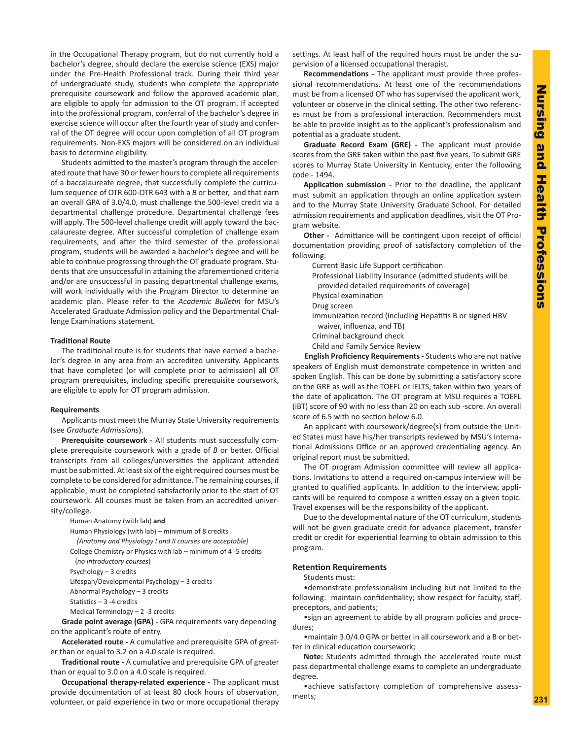in the Occupational Therapy program, but do not currently hold a bachelor's degree, should declare the exercise science (EXS) major under the Pre-Health Professional track. During their third year of undergraduate study, students who complete the appropriate prerequisite coursework and follow the approved academic plan, are eligible to apply for admission to the OT program. If accepted into the professional program, conferral of the bachelor's degree in exercise science will occur after the fourth year of study and conferral of the OT degree will occur upon completion of all OT program requirements. Non-EXS majors will be considered on an individual basis to determine eligibility.

Students admitted to the master's program through the accelerated route that have 30 or fewer hours to complete all requirements of a baccalaureate degree, that successfully complete the curriculum sequence of OTR 600-OTR 643 with a *B* or better, and that earn an overall GPA of 3.0/4.0, must challenge the 500-level credit via a departmental challenge procedure. Departmental challenge fees will apply. The 500-level challenge credit will apply toward the baccalaureate degree. After successful completion of challenge exam requirements, and after the third semester of the professional program, students will be awarded a bachelor's degree and will be able to continue progressing through the OT graduate program. Students that are unsuccessful in attaining the aforementioned criteria and/or are unsuccessful in passing departmental challenge exams, will work individually with the Program Director to determine an academic plan. Please refer to the *Academic Bulletin* for MSU's Accelerated Graduate Admission policy and the Departmental Challenge Examinations statement.

**Traditional Route**

The traditional route is for students that have earned a bachelor's degree in any area from an accredited university. Applicants that have completed (or will complete prior to admission) all OT program prerequisites, including specific prerequisite coursework, are eligible to apply for OT program admission.

**Requirements**

Applicants must meet the Murray State University requirements (see *Graduate Admissions*).

**Prerequisite coursework -** All students must successfully complete prerequisite coursework with a grade of *B* or better. Official transcripts from all colleges/universities the applicant attended must be submitted. At least six of the eight required courses must be complete to be considered for admittance. The remaining courses, if applicable, must be completed satisfactorily prior to the start of OT coursework. All courses must be taken from an accredited university/college.

Human Anatomy (with lab) **and**
Human Physiology (with lab) – minimum of 8 credits
*(Anatomy and Physiology I and II courses are acceptable)*
College Chemistry or Physics with lab – minimum of 4 -5 credits
(*no introductory courses*)
Psychology – 3 credits
Lifespan/Developmental Psychology – 3 credits
Abnormal Psychology – 3 credits
Statistics – 3 -4 credits
Medical Terminology – 2 -3 credits

**Grade point average (GPA) -** GPA requirements vary depending on the applicant's route of entry.

**Accelerated route -** A cumulative and prerequisite GPA of greater than or equal to 3.2 on a 4.0 scale is required.

**Traditional route -** A cumulative and prerequisite GPA of greater than or equal to 3.0 on a 4.0 scale is required.

**Occupational therapy-related experience -** The applicant must provide documentation of at least 80 clock hours of observation, volunteer, or paid experience in two or more occupational therapy settings. At least half of the required hours must be under the supervision of a licensed occupational therapist.

**Recommendations -** The applicant must provide three professional recommendations. At least one of the recommendations must be from a licensed OT who has supervised the applicant work, volunteer or observe in the clinical setting. The other two references must be from a professional interaction. Recommenders must be able to provide insight as to the applicant's professionalism and potential as a graduate student.

**Graduate Record Exam (GRE) -** The applicant must provide scores from the GRE taken within the past five years. To submit GRE scores to Murray State University in Kentucky, enter the following code - 1494.

**Application submission -** Prior to the deadline, the applicant must submit an application through an online application system and to the Murray State University Graduate School. For detailed admission requirements and application deadlines, visit the OT Program website.

**Other -** Admittance will be contingent upon receipt of official documentation providing proof of satisfactory completion of the following:

Current Basic Life Support certification
Professional Liability Insurance (admitted students will be provided detailed requirements of coverage)
Physical examination
Drug screen
Immunization record (including Hepatitis B or signed HBV waiver, influenza, and TB)
Criminal background check
Child and Family Service Review

**English Proficiency Requirements -** Students who are not native speakers of English must demonstrate competence in written and spoken English. This can be done by submitting a satisfactory score on the GRE as well as the TOEFL or IELTS, taken within two years of the date of application. The OT program at MSU requires a TOEFL (iBT) score of 90 with no less than 20 on each sub -score. An overall score of 6.5 with no section below 6.0.

An applicant with coursework/degree(s) from outside the United States must have his/her transcripts reviewed by MSU's International Admissions Office or an approved credentialing agency. An original report must be submitted.

The OT program Admission committee will review all applications. Invitations to attend a required on-campus interview will be granted to qualified applicants. In addition to the interview, applicants will be required to compose a written essay on a given topic. Travel expenses will be the responsibility of the applicant.

Due to the developmental nature of the OT curriculum, students will not be given graduate credit for advance placement, transfer credit or credit for experiential learning to obtain admission to this program.

### Retention Requirements

Students must:

•demonstrate professionalism including but not limited to the following: maintain confidentiality; show respect for faculty, staff, preceptors, and patients;

•sign an agreement to abide by all program policies and procedures;

•maintain 3.0/4.0 GPA or better in all coursework and a B or better in clinical education coursework;

**Note:** Students admitted through the accelerated route must pass departmental challenge exams to complete an undergraduate degree.

•achieve satisfactory completion of comprehensive assessments;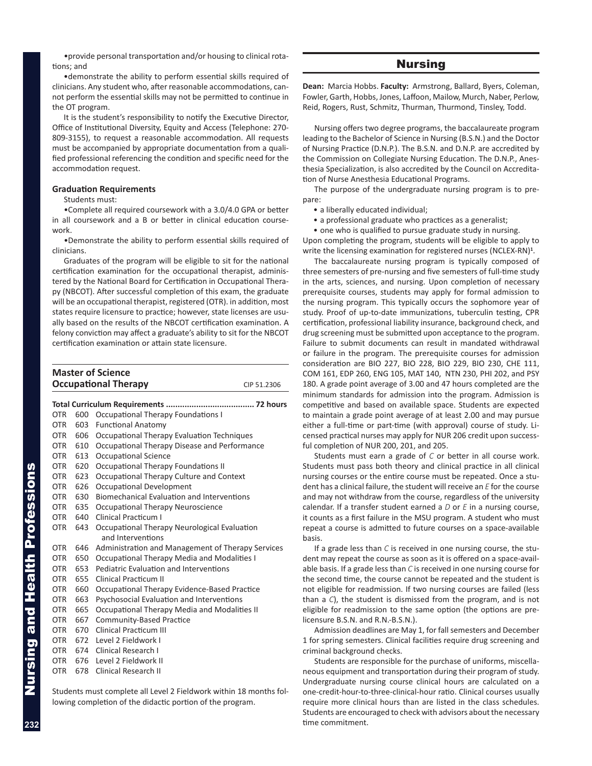•provide personal transportation and/or housing to clinical rotations; and

•demonstrate the ability to perform essential skills required of clinicians. Any student who, after reasonable accommodations, cannot perform the essential skills may not be permitted to continue in the OT program.

It is the student's responsibility to notify the Executive Director, Office of Institutional Diversity, Equity and Access (Telephone: 270-809-3155), to request a reasonable accommodation. All requests must be accompanied by appropriate documentation from a qualified professional referencing the condition and specific need for the accommodation request.

**Graduation Requirements**

Students must:

•Complete all required coursework with a 3.0/4.0 GPA or better in all coursework and a B or better in clinical education coursework.

•Demonstrate the ability to perform essential skills required of clinicians.

Graduates of the program will be eligible to sit for the national certification examination for the occupational therapist, administered by the National Board for Certification in Occupational Therapy (NBCOT). After successful completion of this exam, the graduate will be an occupational therapist, registered (OTR). in addition, most states require licensure to practice; however, state licenses are usually based on the results of the NBCOT certification examination. A felony conviction may affect a graduate's ability to sit for the NBCOT certification examination or attain state licensure.

## Master of Science Occupational Therapy — CIP 51.2306

**Total Curriculum Requirements ...................................... 72 hours**

| | | |
|---|---|---|
| OTR | 600 | Occupational Therapy Foundations I |
| OTR | 603 | Functional Anatomy |
| OTR | 606 | Occupational Therapy Evaluation Techniques |
| OTR | 610 | Occupational Therapy Disease and Performance |
| OTR | 613 | Occupational Science |
| OTR | 620 | Occupational Therapy Foundations II |
| OTR | 623 | Occupational Therapy Culture and Context |
| OTR | 626 | Occupational Development |
| OTR | 630 | Biomechanical Evaluation and Interventions |
| OTR | 635 | Occupational Therapy Neuroscience |
| OTR | 640 | Clinical Practicum I |
| OTR | 643 | Occupational Therapy Neurological Evaluation and Interventions |
| OTR | 646 | Administration and Management of Therapy Services |
| OTR | 650 | Occupational Therapy Media and Modalities I |
| OTR | 653 | Pediatric Evaluation and Interventions |
| OTR | 655 | Clinical Practicum II |
| OTR | 660 | Occupational Therapy Evidence-Based Practice |
| OTR | 663 | Psychosocial Evaluation and Interventions |
| OTR | 665 | Occupational Therapy Media and Modalities II |
| OTR | 667 | Community-Based Practice |
| OTR | 670 | Clinical Practicum III |
| OTR | 672 | Level 2 Fieldwork I |
| OTR | 674 | Clinical Research I |
| OTR | 676 | Level 2 Fieldwork II |
| OTR | 678 | Clinical Research II |

Students must complete all Level 2 Fieldwork within 18 months following completion of the didactic portion of the program.

# Nursing

**Dean:** Marcia Hobbs. **Faculty:** Armstrong, Ballard, Byers, Coleman, Fowler, Garth, Hobbs, Jones, Laffoon, Mailow, Murch, Naber, Perlow, Reid, Rogers, Rust, Schmitz, Thurman, Thurmond, Tinsley, Todd.

Nursing offers two degree programs, the baccalaureate program leading to the Bachelor of Science in Nursing (B.S.N.) and the Doctor of Nursing Practice (D.N.P.). The B.S.N. and D.N.P. are accredited by the Commission on Collegiate Nursing Education. The D.N.P., Anesthesia Specialization, is also accredited by the Council on Accreditation of Nurse Anesthesia Educational Programs.

The purpose of the undergraduate nursing program is to prepare:

- a liberally educated individual;
- a professional graduate who practices as a generalist;
- one who is qualified to pursue graduate study in nursing.

Upon completing the program, students will be eligible to apply to write the licensing examination for registered nurses (NCLEX-RN)[1].

The baccalaureate nursing program is typically composed of three semesters of pre-nursing and five semesters of full-time study in the arts, sciences, and nursing. Upon completion of necessary prerequisite courses, students may apply for formal admission to the nursing program. This typically occurs the sophomore year of study. Proof of up-to-date immunizations, tuberculin testing, CPR certification, professional liability insurance, background check, and drug screening must be submitted upon acceptance to the program. Failure to submit documents can result in mandated withdrawal or failure in the program. The prerequisite courses for admission consideration are BIO 227, BIO 228, BIO 229, BIO 230, CHE 111, COM 161, EDP 260, ENG 105, MAT 140, NTN 230, PHI 202, and PSY 180. A grade point average of 3.00 and 47 hours completed are the minimum standards for admission into the program. Admission is competitive and based on available space. Students are expected to maintain a grade point average of at least 2.00 and may pursue either a full-time or part-time (with approval) course of study. Licensed practical nurses may apply for NUR 206 credit upon successful completion of NUR 200, 201, and 205.

Students must earn a grade of *C* or better in all course work. Students must pass both theory and clinical practice in all clinical nursing courses or the entire course must be repeated. Once a student has a clinical failure, the student will receive an *E* for the course and may not withdraw from the course, regardless of the university calendar. If a transfer student earned a *D* or *E* in a nursing course, it counts as a first failure in the MSU program. A student who must repeat a course is admitted to future courses on a space-available basis.

If a grade less than *C* is received in one nursing course, the student may repeat the course as soon as it is offered on a space-available basis. If a grade less than *C* is received in one nursing course for the second time, the course cannot be repeated and the student is not eligible for readmission. If two nursing courses are failed (less than a *C*), the student is dismissed from the program, and is not eligible for readmission to the same option (the options are pre-licensure B.S.N. and R.N.-B.S.N.).

Admission deadlines are May 1, for fall semesters and December 1 for spring semesters. Clinical facilities require drug screening and criminal background checks.

Students are responsible for the purchase of uniforms, miscellaneous equipment and transportation during their program of study. Undergraduate nursing course clinical hours are calculated on a one-credit-hour-to-three-clinical-hour ratio. Clinical courses usually require more clinical hours than are listed in the class schedules. Students are encouraged to check with advisors about the necessary time commitment.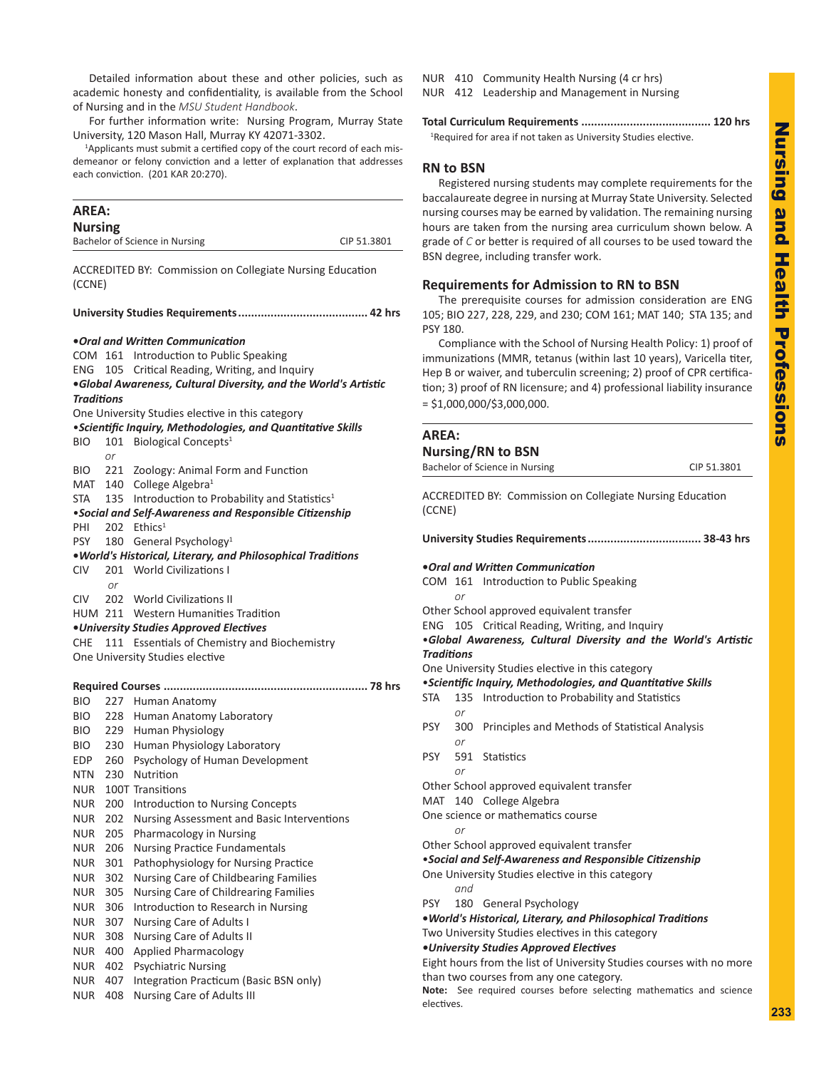Detailed information about these and other policies, such as academic honesty and confidentiality, is available from the School of Nursing and in the *MSU Student Handbook*.

For further information write: Nursing Program, Murray State University, 120 Mason Hall, Murray KY 42071-3302.

[1]Applicants must submit a certified copy of the court record of each misdemeanor or felony conviction and a letter of explanation that addresses each conviction. (201 KAR 20:270).

## AREA: Nursing

Bachelor of Science in Nursing — CIP 51.3801

ACCREDITED BY: Commission on Collegiate Nursing Education (CCNE)

**University Studies Requirements....................................... 42 hrs**

***•Oral and Written Communication***

COM 161 Introduction to Public Speaking
ENG 105 Critical Reading, Writing, and Inquiry

***•Global Awareness, Cultural Diversity, and the World's Artistic Traditions***

One University Studies elective in this category

***•Scientific Inquiry, Methodologies, and Quantitative Skills***

BIO 101 Biological Concepts[1]
*or*
BIO 221 Zoology: Animal Form and Function
MAT 140 College Algebra[1]
STA 135 Introduction to Probability and Statistics[1]

***•Social and Self-Awareness and Responsible Citizenship***

PHI 202 Ethics[1]
PSY 180 General Psychology[1]

***•World's Historical, Literary, and Philosophical Traditions***

CIV 201 World Civilizations I
*or*
CIV 202 World Civilizations II
HUM 211 Western Humanities Tradition

***•University Studies Approved Electives***

CHE 111 Essentials of Chemistry and Biochemistry
One University Studies elective

**Required Courses .............................................................. 78 hrs**

BIO 227 Human Anatomy
BIO 228 Human Anatomy Laboratory
BIO 229 Human Physiology
BIO 230 Human Physiology Laboratory
EDP 260 Psychology of Human Development
NTN 230 Nutrition
NUR 100T Transitions
NUR 200 Introduction to Nursing Concepts
NUR 202 Nursing Assessment and Basic Interventions
NUR 205 Pharmacology in Nursing
NUR 206 Nursing Practice Fundamentals
NUR 301 Pathophysiology for Nursing Practice
NUR 302 Nursing Care of Childbearing Families
NUR 305 Nursing Care of Childrearing Families
NUR 306 Introduction to Research in Nursing
NUR 307 Nursing Care of Adults I
NUR 308 Nursing Care of Adults II
NUR 400 Applied Pharmacology
NUR 402 Psychiatric Nursing
NUR 407 Integration Practicum (Basic BSN only)
NUR 408 Nursing Care of Adults III
NUR 410 Community Health Nursing (4 cr hrs)
NUR 412 Leadership and Management in Nursing

**Total Curriculum Requirements ....................................... 120 hrs**

[1]Required for area if not taken as University Studies elective.

## RN to BSN

Registered nursing students may complete requirements for the baccalaureate degree in nursing at Murray State University. Selected nursing courses may be earned by validation. The remaining nursing hours are taken from the nursing area curriculum shown below. A grade of *C* or better is required of all courses to be used toward the BSN degree, including transfer work.

## Requirements for Admission to RN to BSN

The prerequisite courses for admission consideration are ENG 105; BIO 227, 228, 229, and 230; COM 161; MAT 140; STA 135; and PSY 180.

Compliance with the School of Nursing Health Policy: 1) proof of immunizations (MMR, tetanus (within last 10 years), Varicella titer, Hep B or waiver, and tuberculin screening; 2) proof of CPR certification; 3) proof of RN licensure; and 4) professional liability insurance = $1,000,000/$3,000,000.

## AREA: Nursing/RN to BSN

Bachelor of Science in Nursing — CIP 51.3801

ACCREDITED BY: Commission on Collegiate Nursing Education (CCNE)

**University Studies Requirements.................................. 38-43 hrs**

***•Oral and Written Communication***

COM 161 Introduction to Public Speaking
*or*
Other School approved equivalent transfer
ENG 105 Critical Reading, Writing, and Inquiry

***•Global Awareness, Cultural Diversity and the World's Artistic Traditions***

One University Studies elective in this category

***•Scientific Inquiry, Methodologies, and Quantitative Skills***

STA 135 Introduction to Probability and Statistics
*or*
PSY 300 Principles and Methods of Statistical Analysis
*or*
PSY 591 Statistics
*or*
Other School approved equivalent transfer
MAT 140 College Algebra
One science or mathematics course
*or*
Other School approved equivalent transfer

***•Social and Self-Awareness and Responsible Citizenship***

One University Studies elective in this category
*and*
PSY 180 General Psychology

***•World's Historical, Literary, and Philosophical Traditions***

Two University Studies electives in this category

***•University Studies Approved Electives***

Eight hours from the list of University Studies courses with no more than two courses from any one category.

**Note:** See required courses before selecting mathematics and science electives.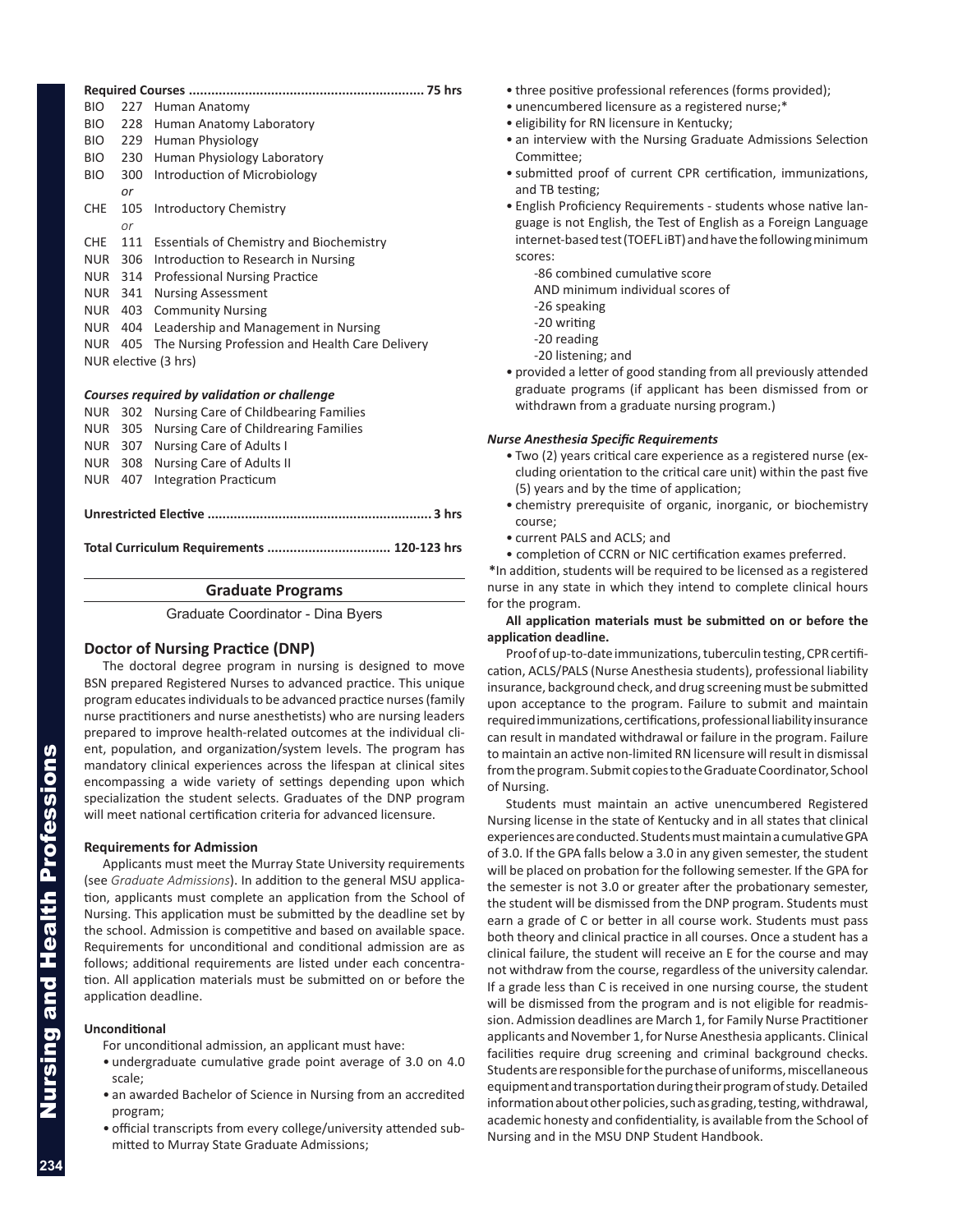**Required Courses .............................................................. 75 hrs**

BIO 227 Human Anatomy
BIO 228 Human Anatomy Laboratory
BIO 229 Human Physiology
BIO 230 Human Physiology Laboratory
BIO 300 Introduction of Microbiology
*or*
CHE 105 Introductory Chemistry
*or*
CHE 111 Essentials of Chemistry and Biochemistry
NUR 306 Introduction to Research in Nursing
NUR 314 Professional Nursing Practice
NUR 341 Nursing Assessment
NUR 403 Community Nursing
NUR 404 Leadership and Management in Nursing
NUR 405 The Nursing Profession and Health Care Delivery
NUR elective (3 hrs)

***Courses required by validation or challenge***

NUR 302 Nursing Care of Childbearing Families
NUR 305 Nursing Care of Childrearing Families
NUR 307 Nursing Care of Adults I
NUR 308 Nursing Care of Adults II
NUR 407 Integration Practicum

**Unrestricted Elective ........................................................... 3 hrs**

**Total Curriculum Requirements ................................ 120-123 hrs**

## Graduate Programs

Graduate Coordinator - Dina Byers

### Doctor of Nursing Practice (DNP)

The doctoral degree program in nursing is designed to move BSN prepared Registered Nurses to advanced practice. This unique program educates individuals to be advanced practice nurses (family nurse practitioners and nurse anesthetists) who are nursing leaders prepared to improve health-related outcomes at the individual client, population, and organization/system levels. The program has mandatory clinical experiences across the lifespan at clinical sites encompassing a wide variety of settings depending upon which specialization the student selects. Graduates of the DNP program will meet national certification criteria for advanced licensure.

#### Requirements for Admission

Applicants must meet the Murray State University requirements (see *Graduate Admissions*). In addition to the general MSU application, applicants must complete an application from the School of Nursing. This application must be submitted by the deadline set by the school. Admission is competitive and based on available space. Requirements for unconditional and conditional admission are as follows; additional requirements are listed under each concentration. All application materials must be submitted on or before the application deadline.

#### Unconditional

For unconditional admission, an applicant must have:

- undergraduate cumulative grade point average of 3.0 on 4.0 scale;
- an awarded Bachelor of Science in Nursing from an accredited program;
- official transcripts from every college/university attended submitted to Murray State Graduate Admissions;
- three positive professional references (forms provided);
- unencumbered licensure as a registered nurse;*
- eligibility for RN licensure in Kentucky;
- an interview with the Nursing Graduate Admissions Selection Committee;
- submitted proof of current CPR certification, immunizations, and TB testing;
- English Proficiency Requirements - students whose native language is not English, the Test of English as a Foreign Language internet-based test (TOEFL iBT) and have the following minimum scores:
  - -86 combined cumulative score
  - AND minimum individual scores of
  - -26 speaking
  - -20 writing
  - -20 reading
  - -20 listening; and
- provided a letter of good standing from all previously attended graduate programs (if applicant has been dismissed from or withdrawn from a graduate nursing program.)

***Nurse Anesthesia Specific Requirements***

- Two (2) years critical care experience as a registered nurse (excluding orientation to the critical care unit) within the past five (5) years and by the time of application;
- chemistry prerequisite of organic, inorganic, or biochemistry course;
- current PALS and ACLS; and
- completion of CCRN or NIC certification exames preferred.

*In addition, students will be required to be licensed as a registered nurse in any state in which they intend to complete clinical hours for the program.

**All application materials must be submitted on or before the application deadline.**

Proof of up-to-date immunizations, tuberculin testing, CPR certification, ACLS/PALS (Nurse Anesthesia students), professional liability insurance, background check, and drug screening must be submitted upon acceptance to the program. Failure to submit and maintain required immunizations, certifications, professional liability insurance can result in mandated withdrawal or failure in the program. Failure to maintain an active non-limited RN licensure will result in dismissal from the program. Submit copies to the Graduate Coordinator, School of Nursing.

Students must maintain an active unencumbered Registered Nursing license in the state of Kentucky and in all states that clinical experiences are conducted. Students must maintain a cumulative GPA of 3.0. If the GPA falls below a 3.0 in any given semester, the student will be placed on probation for the following semester. If the GPA for the semester is not 3.0 or greater after the probationary semester, the student will be dismissed from the DNP program. Students must earn a grade of C or better in all course work. Students must pass both theory and clinical practice in all courses. Once a student has a clinical failure, the student will receive an E for the course and may not withdraw from the course, regardless of the university calendar. If a grade less than C is received in one nursing course, the student will be dismissed from the program and is not eligible for readmission. Admission deadlines are March 1, for Family Nurse Practitioner applicants and November 1, for Nurse Anesthesia applicants. Clinical facilities require drug screening and criminal background checks. Students are responsible for the purchase of uniforms, miscellaneous equipment and transportation during their program of study. Detailed information about other policies, such as grading, testing, withdrawal, academic honesty and confidentiality, is available from the School of Nursing and in the MSU DNP Student Handbook.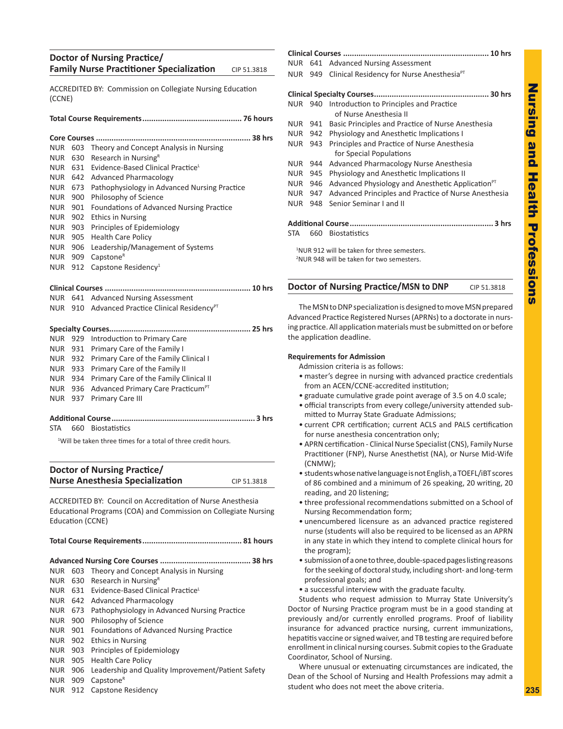## Doctor of Nursing Practice/ Family Nurse Practitioner Specialization

CIP 51.3818

ACCREDITED BY: Commission on Collegiate Nursing Education (CCNE)

**Total Course Requirements............................................ 76 hours**

**Core Courses .................................................................... 38 hrs**

NUR 603 Theory and Concept Analysis in Nursing
NUR 630 Research in Nursing[R]
NUR 631 Evidence-Based Clinical Practice[L]
NUR 642 Advanced Pharmacology
NUR 673 Pathophysiology in Advanced Nursing Practice
NUR 900 Philosophy of Science
NUR 901 Foundations of Advanced Nursing Practice
NUR 902 Ethics in Nursing
NUR 903 Principles of Epidemiology
NUR 905 Health Care Policy
NUR 906 Leadership/Management of Systems
NUR 909 Capstone[R]
NUR 912 Capstone Residency[1]

**Clinical Courses ................................................................. 10 hrs**

NUR 641 Advanced Nursing Assessment
NUR 910 Advanced Practice Clinical Residency[PT]

**Specialty Courses.............................................................. 25 hrs**

NUR 929 Introduction to Primary Care
NUR 931 Primary Care of the Family I
NUR 932 Primary Care of the Family Clinical I
NUR 933 Primary Care of the Family II
NUR 934 Primary Care of the Family Clinical II
NUR 936 Advanced Primary Care Practicum[PT]
NUR 937 Primary Care III

**Additional Course................................................................ 3 hrs**

STA 660 Biostatistics

[1]Will be taken three times for a total of three credit hours.

## Doctor of Nursing Practice/ Nurse Anesthesia Specialization

CIP 51.3818

ACCREDITED BY: Council on Accreditation of Nurse Anesthesia Educational Programs (COA) and Commission on Collegiate Nursing Education (CCNE)

**Total Course Requirements............................................ 81 hours**

**Advanced Nursing Core Courses ........................................ 38 hrs**

NUR 603 Theory and Concept Analysis in Nursing
NUR 630 Research in Nursing[R]
NUR 631 Evidence-Based Clinical Practice[L]
NUR 642 Advanced Pharmacology
NUR 673 Pathophysiology in Advanced Nursing Practice
NUR 900 Philosophy of Science
NUR 901 Foundations of Advanced Nursing Practice
NUR 902 Ethics in Nursing
NUR 903 Principles of Epidemiology
NUR 905 Health Care Policy
NUR 906 Leadership and Quality Improvement/Patient Safety
NUR 909 Capstone[R]
NUR 912 Capstone Residency

**Clinical Courses ................................................................. 10 hrs**

NUR 641 Advanced Nursing Assessment
NUR 949 Clinical Residency for Nurse Anesthesia[PT]

**Clinical Specialty Courses................................................... 30 hrs**

NUR 940 Introduction to Principles and Practice of Nurse Anesthesia II
NUR 941 Basic Principles and Practice of Nurse Anesthesia
NUR 942 Physiology and Anesthetic Implications I
NUR 943 Principles and Practice of Nurse Anesthesia for Special Populations
NUR 944 Advanced Pharmacology Nurse Anesthesia
NUR 945 Physiology and Anesthetic Implications II
NUR 946 Advanced Physiology and Anesthetic Application[PT]
NUR 947 Advanced Principles and Practice of Nurse Anesthesia
NUR 948 Senior Seminar I and II

**Additional Course................................................................ 3 hrs**

STA 660 Biostatistics

[1]NUR 912 will be taken for three semesters.
[2]NUR 948 will be taken for two semesters.

## Doctor of Nursing Practice/MSN to DNP

CIP 51.3818

The MSN to DNP specialization is designed to move MSN prepared Advanced Practice Registered Nurses (APRNs) to a doctorate in nursing practice. All application materials must be submitted on or before the application deadline.

**Requirements for Admission**

Admission criteria is as follows:

- master's degree in nursing with advanced practice credentials from an ACEN/CCNE-accredited institution;
- graduate cumulative grade point average of 3.5 on 4.0 scale;
- official transcripts from every college/university attended submitted to Murray State Graduate Admissions;
- current CPR certification; current ACLS and PALS certification for nurse anesthesia concentration only;
- APRN certification - Clinical Nurse Specialist (CNS), Family Nurse Practitioner (FNP), Nurse Anesthetist (NA), or Nurse Mid-Wife (CNMW);
- students whose native language is not English, a TOEFL/iBT scores of 86 combined and a minimum of 26 speaking, 20 writing, 20 reading, and 20 listening;
- three professional recommendations submitted on a School of Nursing Recommendation form;
- unencumbered licensure as an advanced practice registered nurse (students will also be required to be licensed as an APRN in any state in which they intend to complete clinical hours for the program);
- submission of a one to three, double-spaced pages listing reasons for the seeking of doctoral study, including short- and long-term professional goals; and
- a successful interview with the graduate faculty.

Students who request admission to Murray State University's Doctor of Nursing Practice program must be in a good standing at previously and/or currently enrolled programs. Proof of liability insurance for advanced practice nursing, current immunizations, hepatitis vaccine or signed waiver, and TB testing are required before enrollment in clinical nursing courses. Submit copies to the Graduate Coordinator, School of Nursing.

Where unusual or extenuating circumstances are indicated, the Dean of the School of Nursing and Health Professions may admit a student who does not meet the above criteria.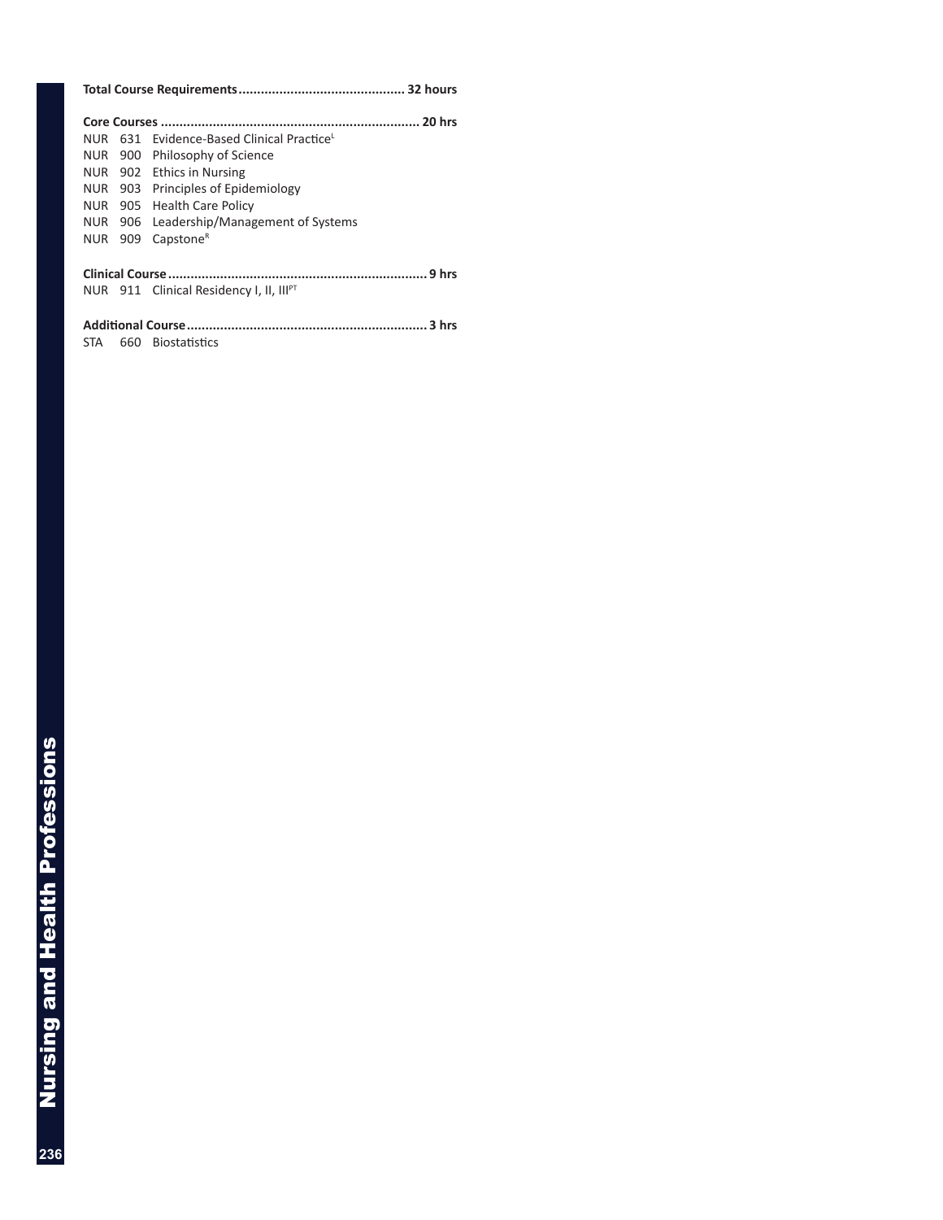**Total Course Requirements............................................ 32 hours**

**Core Courses ..................................................................... 20 hrs**

NUR 631 Evidence-Based Clinical Practice[L]
NUR 900 Philosophy of Science
NUR 902 Ethics in Nursing
NUR 903 Principles of Epidemiology
NUR 905 Health Care Policy
NUR 906 Leadership/Management of Systems
NUR 909 Capstone[R]

**Clinical Course.................................................................... 9 hrs**

NUR 911 Clinical Residency I, II, III[PT]

**Additional Course................................................................ 3 hrs**

STA 660 Biostatistics